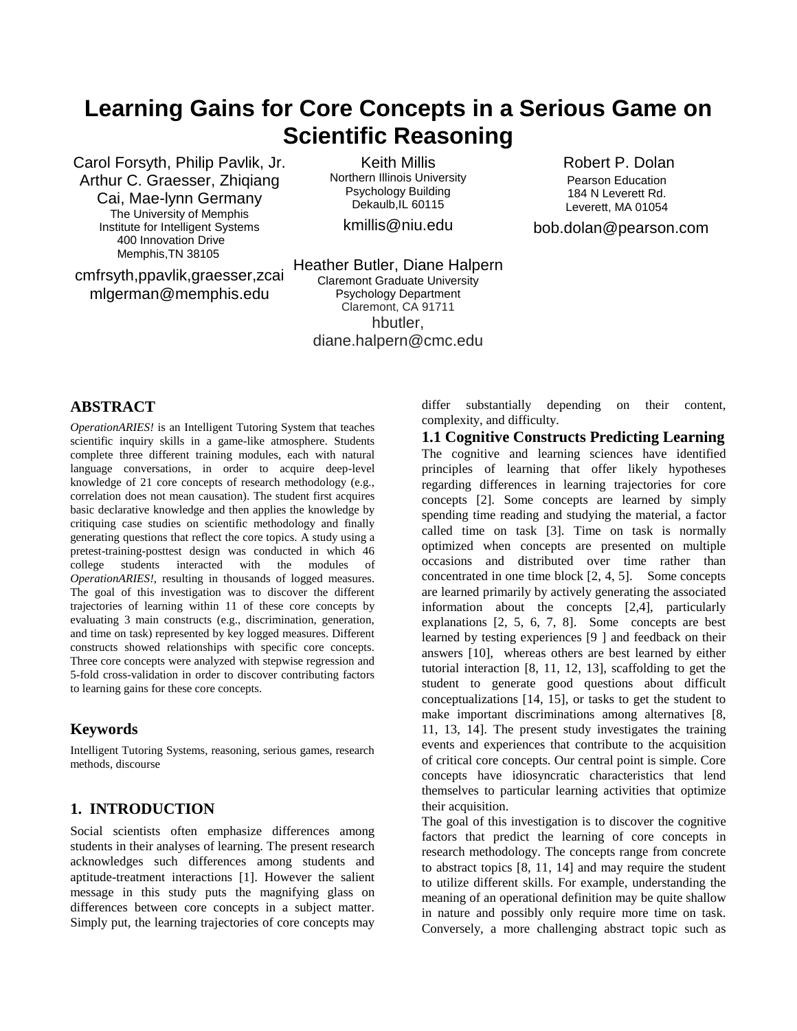# Learning Gains for Core Concepts in a Serious Game on Scientific Reasoning

Carol Forsyth, Philip Pavlik, Jr. Arthur C. Graesser, Zhiqiang Cai, Mae-lynn Germany
The University of Memphis
Institute for Intelligent Systems
400 Innovation Drive
Memphis,TN 38105
cmfrsyth,ppavlik,graesser,zcai mlgerman@memphis.edu

Keith Millis
Northern Illinois University
Psychology Building
Dekaulb,IL 60115
kmillis@niu.edu

Robert P. Dolan
Pearson Education
184 N Leverett Rd.
Leverett, MA 01054
bob.dolan@pearson.com

Heather Butler, Diane Halpern
Claremont Graduate University
Psychology Department
Claremont, CA 91711
hbutler, diane.halpern@cmc.edu

## ABSTRACT

*OperationARIES!* is an Intelligent Tutoring System that teaches scientific inquiry skills in a game-like atmosphere. Students complete three different training modules, each with natural language conversations, in order to acquire deep-level knowledge of 21 core concepts of research methodology (e.g., correlation does not mean causation). The student first acquires basic declarative knowledge and then applies the knowledge by critiquing case studies on scientific methodology and finally generating questions that reflect the core topics. A study using a pretest-training-posttest design was conducted in which 46 college students interacted with the modules of *OperationARIES!*, resulting in thousands of logged measures. The goal of this investigation was to discover the different trajectories of learning within 11 of these core concepts by evaluating 3 main constructs (e.g., discrimination, generation, and time on task) represented by key logged measures. Different constructs showed relationships with specific core concepts. Three core concepts were analyzed with stepwise regression and 5-fold cross-validation in order to discover contributing factors to learning gains for these core concepts.

## Keywords

Intelligent Tutoring Systems, reasoning, serious games, research methods, discourse

## 1. INTRODUCTION

Social scientists often emphasize differences among students in their analyses of learning. The present research acknowledges such differences among students and aptitude-treatment interactions [1]. However the salient message in this study puts the magnifying glass on differences between core concepts in a subject matter. Simply put, the learning trajectories of core concepts may differ substantially depending on their content, complexity, and difficulty.

### 1.1 Cognitive Constructs Predicting Learning

The cognitive and learning sciences have identified principles of learning that offer likely hypotheses regarding differences in learning trajectories for core concepts [2]. Some concepts are learned by simply spending time reading and studying the material, a factor called time on task [3]. Time on task is normally optimized when concepts are presented on multiple occasions and distributed over time rather than concentrated in one time block [2, 4, 5]. Some concepts are learned primarily by actively generating the associated information about the concepts [2,4], particularly explanations [2, 5, 6, 7, 8]. Some concepts are best learned by testing experiences [9 ] and feedback on their answers [10], whereas others are best learned by either tutorial interaction [8, 11, 12, 13], scaffolding to get the student to generate good questions about difficult conceptualizations [14, 15], or tasks to get the student to make important discriminations among alternatives [8, 11, 13, 14]. The present study investigates the training events and experiences that contribute to the acquisition of critical core concepts. Our central point is simple. Core concepts have idiosyncratic characteristics that lend themselves to particular learning activities that optimize their acquisition.

The goal of this investigation is to discover the cognitive factors that predict the learning of core concepts in research methodology. The concepts range from concrete to abstract topics [8, 11, 14] and may require the student to utilize different skills. For example, understanding the meaning of an operational definition may be quite shallow in nature and possibly only require more time on task. Conversely, a more challenging abstract topic such as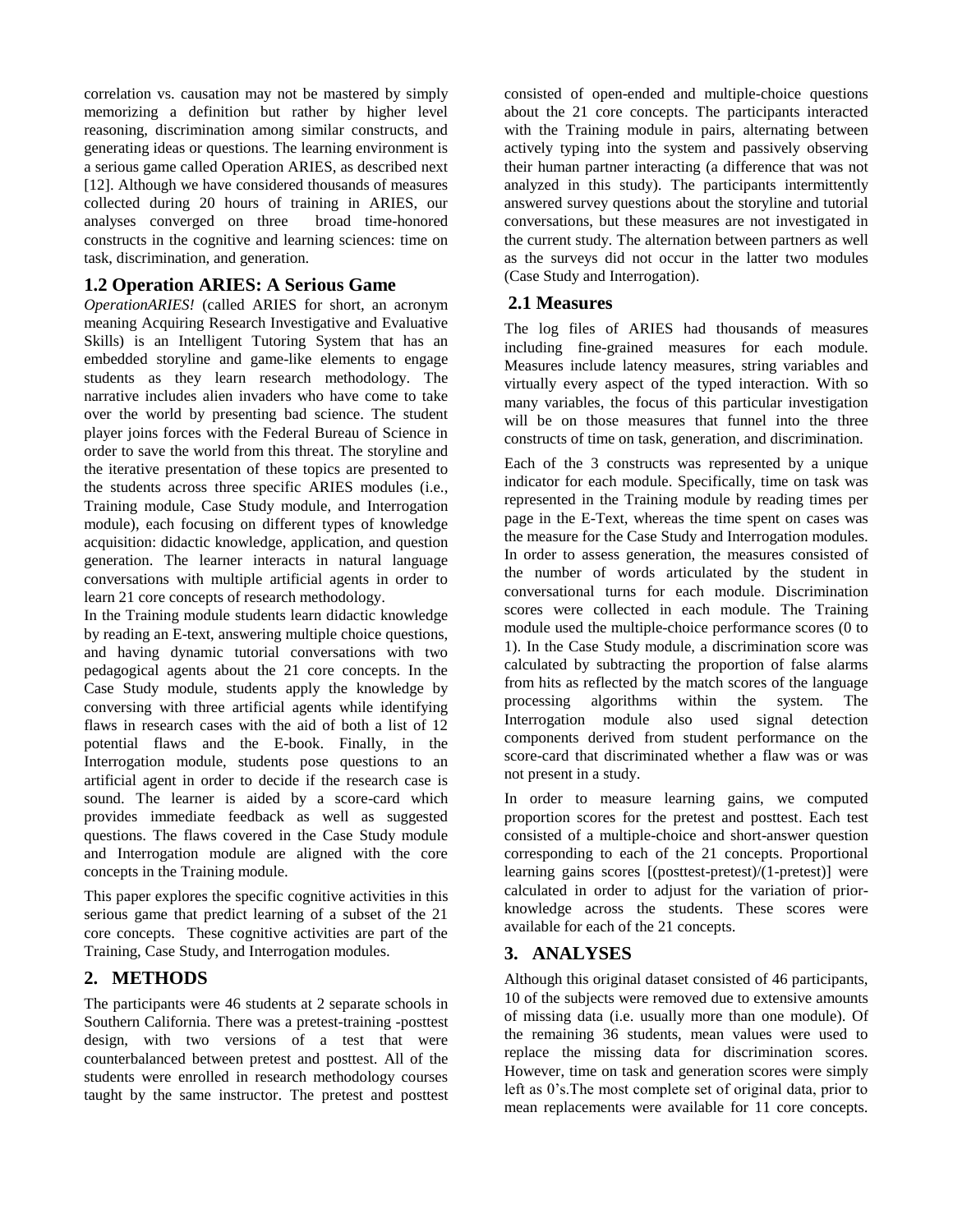correlation vs. causation may not be mastered by simply memorizing a definition but rather by higher level reasoning, discrimination among similar constructs, and generating ideas or questions. The learning environment is a serious game called Operation ARIES, as described next [12]. Although we have considered thousands of measures collected during 20 hours of training in ARIES, our analyses converged on three broad time-honored constructs in the cognitive and learning sciences: time on task, discrimination, and generation.

### 1.2 Operation ARIES: A Serious Game

*OperationARIES!* (called ARIES for short, an acronym meaning Acquiring Research Investigative and Evaluative Skills) is an Intelligent Tutoring System that has an embedded storyline and game-like elements to engage students as they learn research methodology. The narrative includes alien invaders who have come to take over the world by presenting bad science. The student player joins forces with the Federal Bureau of Science in order to save the world from this threat. The storyline and the iterative presentation of these topics are presented to the students across three specific ARIES modules (i.e., Training module, Case Study module, and Interrogation module), each focusing on different types of knowledge acquisition: didactic knowledge, application, and question generation. The learner interacts in natural language conversations with multiple artificial agents in order to learn 21 core concepts of research methodology.

In the Training module students learn didactic knowledge by reading an E-text, answering multiple choice questions, and having dynamic tutorial conversations with two pedagogical agents about the 21 core concepts. In the Case Study module, students apply the knowledge by conversing with three artificial agents while identifying flaws in research cases with the aid of both a list of 12 potential flaws and the E-book. Finally, in the Interrogation module, students pose questions to an artificial agent in order to decide if the research case is sound. The learner is aided by a score-card which provides immediate feedback as well as suggested questions. The flaws covered in the Case Study module and Interrogation module are aligned with the core concepts in the Training module.

This paper explores the specific cognitive activities in this serious game that predict learning of a subset of the 21 core concepts. These cognitive activities are part of the Training, Case Study, and Interrogation modules.

## 2. METHODS

The participants were 46 students at 2 separate schools in Southern California. There was a pretest-training -posttest design, with two versions of a test that were counterbalanced between pretest and posttest. All of the students were enrolled in research methodology courses taught by the same instructor. The pretest and posttest consisted of open-ended and multiple-choice questions about the 21 core concepts. The participants interacted with the Training module in pairs, alternating between actively typing into the system and passively observing their human partner interacting (a difference that was not analyzed in this study). The participants intermittently answered survey questions about the storyline and tutorial conversations, but these measures are not investigated in the current study. The alternation between partners as well as the surveys did not occur in the latter two modules (Case Study and Interrogation).

### 2.1 Measures

The log files of ARIES had thousands of measures including fine-grained measures for each module. Measures include latency measures, string variables and virtually every aspect of the typed interaction. With so many variables, the focus of this particular investigation will be on those measures that funnel into the three constructs of time on task, generation, and discrimination.

Each of the 3 constructs was represented by a unique indicator for each module. Specifically, time on task was represented in the Training module by reading times per page in the E-Text, whereas the time spent on cases was the measure for the Case Study and Interrogation modules. In order to assess generation, the measures consisted of the number of words articulated by the student in conversational turns for each module. Discrimination scores were collected in each module. The Training module used the multiple-choice performance scores (0 to 1). In the Case Study module, a discrimination score was calculated by subtracting the proportion of false alarms from hits as reflected by the match scores of the language processing algorithms within the system. The Interrogation module also used signal detection components derived from student performance on the score-card that discriminated whether a flaw was or was not present in a study.

In order to measure learning gains, we computed proportion scores for the pretest and posttest. Each test consisted of a multiple-choice and short-answer question corresponding to each of the 21 concepts. Proportional learning gains scores [(posttest-pretest)/(1-pretest)] were calculated in order to adjust for the variation of prior-knowledge across the students. These scores were available for each of the 21 concepts.

## 3. ANALYSES

Although this original dataset consisted of 46 participants, 10 of the subjects were removed due to extensive amounts of missing data (i.e. usually more than one module). Of the remaining 36 students, mean values were used to replace the missing data for discrimination scores. However, time on task and generation scores were simply left as 0's.The most complete set of original data, prior to mean replacements were available for 11 core concepts.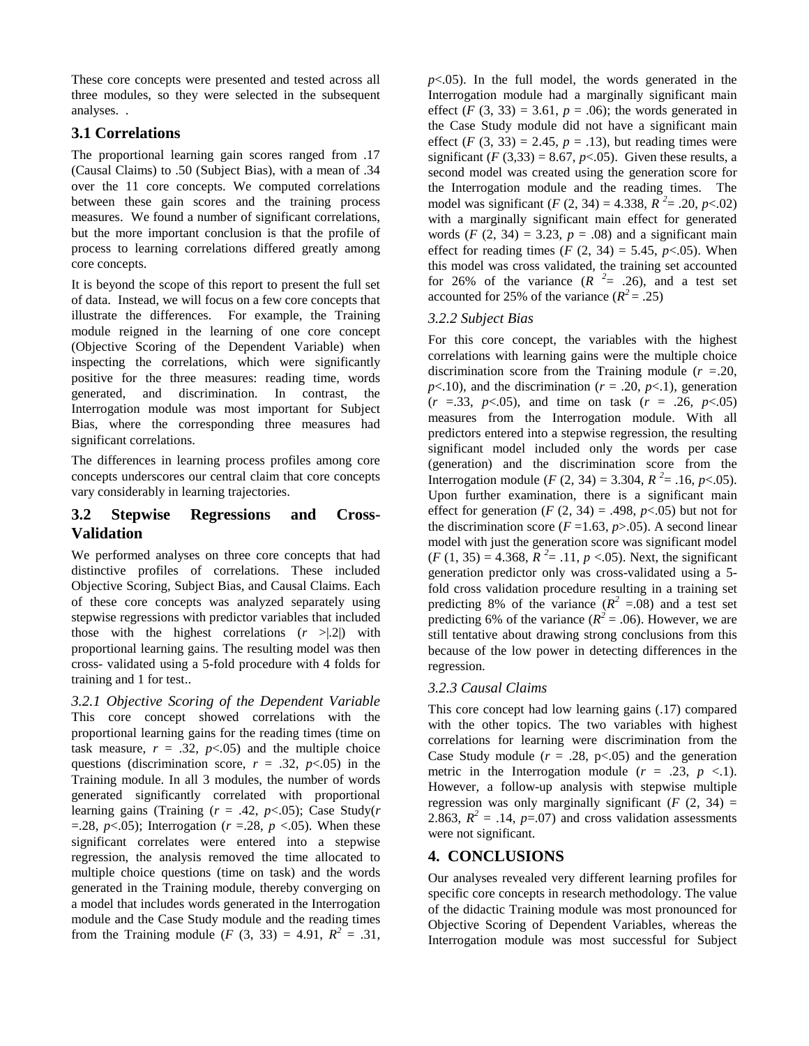These core concepts were presented and tested across all three modules, so they were selected in the subsequent analyses. .

## 3.1 Correlations

The proportional learning gain scores ranged from .17 (Causal Claims) to .50 (Subject Bias), with a mean of .34 over the 11 core concepts. We computed correlations between these gain scores and the training process measures. We found a number of significant correlations, but the more important conclusion is that the profile of process to learning correlations differed greatly among core concepts.

It is beyond the scope of this report to present the full set of data. Instead, we will focus on a few core concepts that illustrate the differences. For example, the Training module reigned in the learning of one core concept (Objective Scoring of the Dependent Variable) when inspecting the correlations, which were significantly positive for the three measures: reading time, words generated, and discrimination. In contrast, the Interrogation module was most important for Subject Bias, where the corresponding three measures had significant correlations.

The differences in learning process profiles among core concepts underscores our central claim that core concepts vary considerably in learning trajectories.

## 3.2 Stepwise Regressions and Cross-Validation

We performed analyses on three core concepts that had distinctive profiles of correlations. These included Objective Scoring, Subject Bias, and Causal Claims. Each of these core concepts was analyzed separately using stepwise regressions with predictor variables that included those with the highest correlations ($r$ >|.2|) with proportional learning gains. The resulting model was then cross- validated using a 5-fold procedure with 4 folds for training and 1 for test..

### *3.2.1 Objective Scoring of the Dependent Variable*

This core concept showed correlations with the proportional learning gains for the reading times (time on task measure, $r$ = .32, $p$<.05) and the multiple choice questions (discrimination score, $r$ = .32, $p$<.05) in the Training module. In all 3 modules, the number of words generated significantly correlated with proportional learning gains (Training ($r$ = .42, $p$<.05); Case Study($r$ =.28, $p$<.05); Interrogation ($r$ =.28, $p$ <.05). When these significant correlates were entered into a stepwise regression, the analysis removed the time allocated to multiple choice questions (time on task) and the words generated in the Training module, thereby converging on a model that includes words generated in the Interrogation module and the Case Study module and the reading times from the Training module ($F$ (3, 33) = 4.91, $R^2$ = .31, $p$<.05). In the full model, the words generated in the Interrogation module had a marginally significant main effect ($F$ (3, 33) = 3.61, $p$ = .06); the words generated in the Case Study module did not have a significant main effect ($F$ (3, 33) = 2.45, $p$ = .13), but reading times were significant ($F$ (3,33) = 8.67, $p$<.05). Given these results, a second model was created using the generation score for the Interrogation module and the reading times. The model was significant ($F$ (2, 34) = 4.338, $R^2$= .20, $p$<.02) with a marginally significant main effect for generated words ($F$ (2, 34) = 3.23, $p$ = .08) and a significant main effect for reading times ($F$ (2, 34) = 5.45, $p$<.05). When this model was cross validated, the training set accounted for 26% of the variance ($R^2$= .26), and a test set accounted for 25% of the variance ($R^2$ = .25)

### *3.2.2 Subject Bias*

For this core concept, the variables with the highest correlations with learning gains were the multiple choice discrimination score from the Training module ($r$ =.20, $p$<.10), and the discrimination ($r$ = .20, $p$<.1), generation ($r$ =.33, $p$<.05), and time on task ($r$ = .26, $p$<.05) measures from the Interrogation module. With all predictors entered into a stepwise regression, the resulting significant model included only the words per case (generation) and the discrimination score from the Interrogation module ($F$ (2, 34) = 3.304, $R^2$= .16, $p$<.05). Upon further examination, there is a significant main effect for generation ($F$ (2, 34) = .498, $p$<.05) but not for the discrimination score ($F$ =1.63, $p$>.05). A second linear model with just the generation score was significant model ($F$ (1, 35) = 4.368, $R^2$= .11, $p$ <.05). Next, the significant generation predictor only was cross-validated using a 5-fold cross validation procedure resulting in a training set predicting 8% of the variance ($R^2$ =.08) and a test set predicting 6% of the variance ($R^2$ = .06). However, we are still tentative about drawing strong conclusions from this because of the low power in detecting differences in the regression.

### *3.2.3 Causal Claims*

This core concept had low learning gains (.17) compared with the other topics. The two variables with highest correlations for learning were discrimination from the Case Study module ($r$ = .28, p<.05) and the generation metric in the Interrogation module ($r$ = .23, $p$ <.1). However, a follow-up analysis with stepwise multiple regression was only marginally significant ($F$ (2, 34) = 2.863, $R^2$ = .14, $p$=.07) and cross validation assessments were not significant.

## 4. CONCLUSIONS

Our analyses revealed very different learning profiles for specific core concepts in research methodology. The value of the didactic Training module was most pronounced for Objective Scoring of Dependent Variables, whereas the Interrogation module was most successful for Subject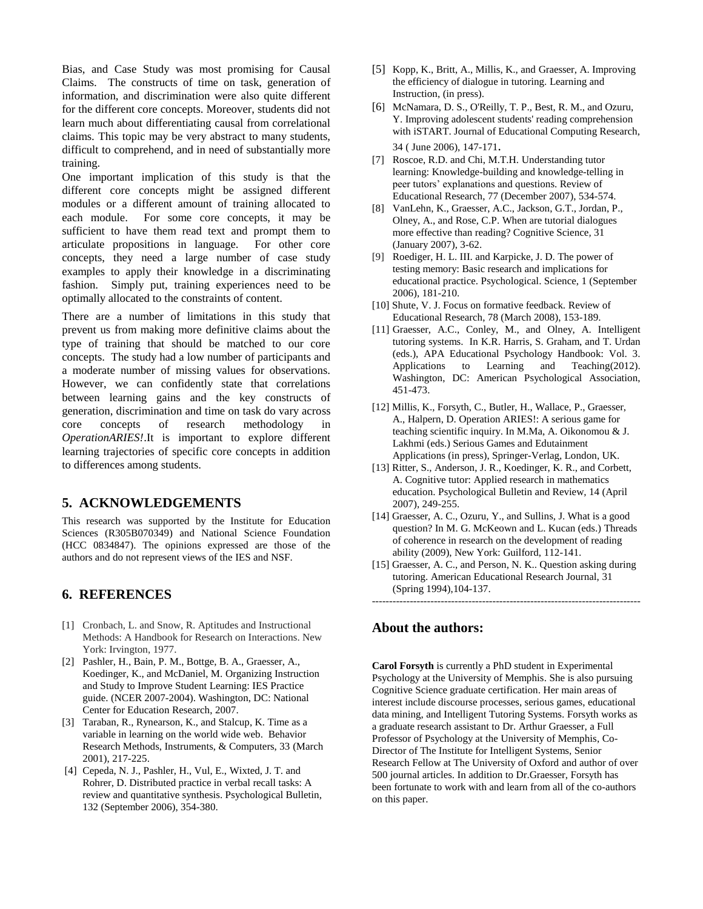Bias, and Case Study was most promising for Causal Claims. The constructs of time on task, generation of information, and discrimination were also quite different for the different core concepts. Moreover, students did not learn much about differentiating causal from correlational claims. This topic may be very abstract to many students, difficult to comprehend, and in need of substantially more training.

One important implication of this study is that the different core concepts might be assigned different modules or a different amount of training allocated to each module. For some core concepts, it may be sufficient to have them read text and prompt them to articulate propositions in language. For other core concepts, they need a large number of case study examples to apply their knowledge in a discriminating fashion. Simply put, training experiences need to be optimally allocated to the constraints of content.

There are a number of limitations in this study that prevent us from making more definitive claims about the type of training that should be matched to our core concepts. The study had a low number of participants and a moderate number of missing values for observations. However, we can confidently state that correlations between learning gains and the key constructs of generation, discrimination and time on task do vary across core concepts of research methodology in *OperationARIES!*.It is important to explore different learning trajectories of specific core concepts in addition to differences among students.

## 5. ACKNOWLEDGEMENTS

This research was supported by the Institute for Education Sciences (R305B070349) and National Science Foundation (HCC 0834847). The opinions expressed are those of the authors and do not represent views of the IES and NSF.

## 6. REFERENCES

[1] Cronbach, L. and Snow, R. Aptitudes and Instructional Methods: A Handbook for Research on Interactions. New York: Irvington, 1977.

[2] Pashler, H., Bain, P. M., Bottge, B. A., Graesser, A., Koedinger, K., and McDaniel, M. Organizing Instruction and Study to Improve Student Learning: IES Practice guide. (NCER 2007-2004). Washington, DC: National Center for Education Research, 2007.

[3] Taraban, R., Rynearson, K., and Stalcup, K. Time as a variable in learning on the world wide web. Behavior Research Methods, Instruments, & Computers, 33 (March 2001), 217-225.

[4] Cepeda, N. J., Pashler, H., Vul, E., Wixted, J. T. and Rohrer, D. Distributed practice in verbal recall tasks: A review and quantitative synthesis. Psychological Bulletin, 132 (September 2006), 354-380.

[5] Kopp, K., Britt, A., Millis, K., and Graesser, A. Improving the efficiency of dialogue in tutoring. Learning and Instruction, (in press).

[6] McNamara, D. S., O'Reilly, T. P., Best, R. M., and Ozuru, Y. Improving adolescent students' reading comprehension with iSTART. Journal of Educational Computing Research, 34 ( June 2006), 147-171.

[7] Roscoe, R.D. and Chi, M.T.H. Understanding tutor learning: Knowledge-building and knowledge-telling in peer tutors' explanations and questions. Review of Educational Research, 77 (December 2007), 534-574.

[8] VanLehn, K., Graesser, A.C., Jackson, G.T., Jordan, P., Olney, A., and Rose, C.P. When are tutorial dialogues more effective than reading? Cognitive Science, 31 (January 2007), 3-62.

[9] Roediger, H. L. III. and Karpicke, J. D. The power of testing memory: Basic research and implications for educational practice. Psychological. Science, 1 (September 2006), 181-210.

[10] Shute, V. J. Focus on formative feedback. Review of Educational Research, 78 (March 2008), 153-189.

[11] Graesser, A.C., Conley, M., and Olney, A. Intelligent tutoring systems. In K.R. Harris, S. Graham, and T. Urdan (eds.), APA Educational Psychology Handbook: Vol. 3. Applications to Learning and Teaching(2012). Washington, DC: American Psychological Association, 451-473.

[12] Millis, K., Forsyth, C., Butler, H., Wallace, P., Graesser, A., Halpern, D. Operation ARIES!: A serious game for teaching scientific inquiry. In M.Ma, A. Oikonomou & J. Lakhmi (eds.) Serious Games and Edutainment Applications (in press), Springer-Verlag, London, UK.

[13] Ritter, S., Anderson, J. R., Koedinger, K. R., and Corbett, A. Cognitive tutor: Applied research in mathematics education. Psychological Bulletin and Review, 14 (April 2007), 249-255.

[14] Graesser, A. C., Ozuru, Y., and Sullins, J. What is a good question? In M. G. McKeown and L. Kucan (eds.) Threads of coherence in research on the development of reading ability (2009), New York: Guilford, 112-141.

[15] Graesser, A. C., and Person, N. K.. Question asking during tutoring. American Educational Research Journal, 31 (Spring 1994),104-137.

---

## About the authors:

**Carol Forsyth** is currently a PhD student in Experimental Psychology at the University of Memphis. She is also pursuing Cognitive Science graduate certification. Her main areas of interest include discourse processes, serious games, educational data mining, and Intelligent Tutoring Systems. Forsyth works as a graduate research assistant to Dr. Arthur Graesser, a Full Professor of Psychology at the University of Memphis, Co-Director of The Institute for Intelligent Systems, Senior Research Fellow at The University of Oxford and author of over 500 journal articles. In addition to Dr.Graesser, Forsyth has been fortunate to work with and learn from all of the co-authors on this paper.